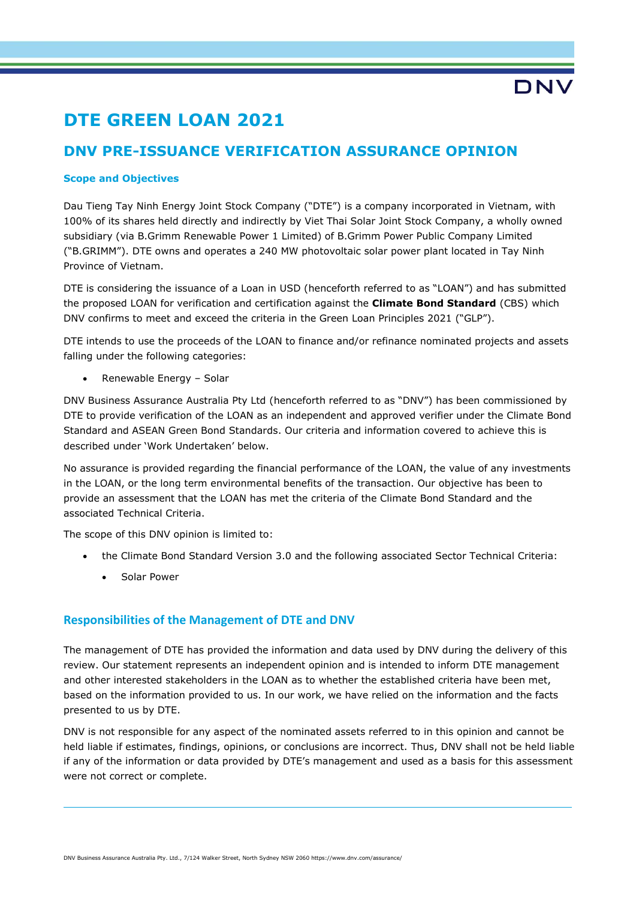# DTE GREEN LOAN 2021

## DNV PRE-ISSUANCE VERIFICATION ASSURANCE OPINION

### Scope and Objectives

Dau Tieng Tay Ninh Energy Joint Stock Company ("DTE") is a company incorporated in Vietnam, with 100% of its shares held directly and indirectly by Viet Thai Solar Joint Stock Company, a wholly owned subsidiary (via B.Grimm Renewable Power 1 Limited) of B.Grimm Power Public Company Limited ("B.GRIMM"). DTE owns and operates a 240 MW photovoltaic solar power plant located in Tay Ninh Province of Vietnam.

DTE is considering the issuance of a Loan in USD (henceforth referred to as "LOAN") and has submitted the proposed LOAN for verification and certification against the **Climate Bond Standard** (CBS) which DNV confirms to meet and exceed the criteria in the Green Loan Principles 2021 ("GLP").

DTE intends to use the proceeds of the LOAN to finance and/or refinance nominated projects and assets falling under the following categories:

- Renewable Energy – Solar

DNV Business Assurance Australia Pty Ltd (henceforth referred to as "DNV") has been commissioned by DTE to provide verification of the LOAN as an independent and approved verifier under the Climate Bond Standard and ASEAN Green Bond Standards. Our criteria and information covered to achieve this is described under 'Work Undertaken' below.

No assurance is provided regarding the financial performance of the LOAN, the value of any investments in the LOAN, or the long term environmental benefits of the transaction. Our objective has been to provide an assessment that the LOAN has met the criteria of the Climate Bond Standard and the associated Technical Criteria.

The scope of this DNV opinion is limited to:

- the Climate Bond Standard Version 3.0 and the following associated Sector Technical Criteria:
  - Solar Power

### Responsibilities of the Management of DTE and DNV

The management of DTE has provided the information and data used by DNV during the delivery of this review. Our statement represents an independent opinion and is intended to inform DTE management and other interested stakeholders in the LOAN as to whether the established criteria have been met, based on the information provided to us. In our work, we have relied on the information and the facts presented to us by DTE.

DNV is not responsible for any aspect of the nominated assets referred to in this opinion and cannot be held liable if estimates, findings, opinions, or conclusions are incorrect. Thus, DNV shall not be held liable if any of the information or data provided by DTE's management and used as a basis for this assessment were not correct or complete.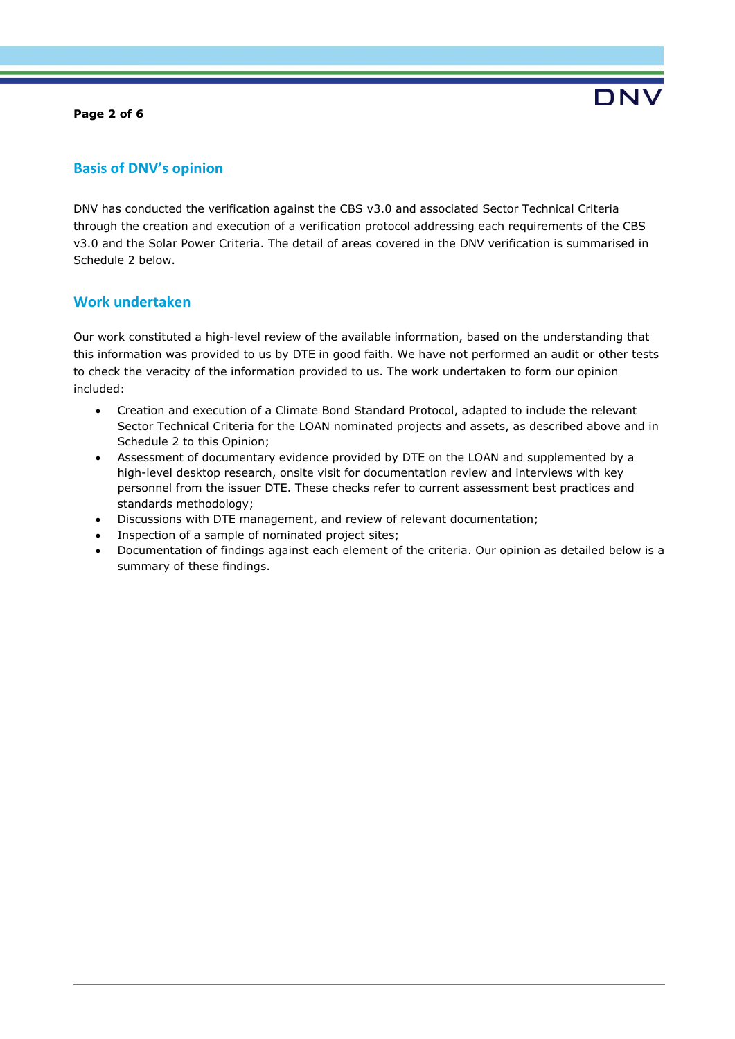## Basis of DNV's opinion

DNV has conducted the verification against the CBS v3.0 and associated Sector Technical Criteria through the creation and execution of a verification protocol addressing each requirements of the CBS v3.0 and the Solar Power Criteria. The detail of areas covered in the DNV verification is summarised in Schedule 2 below.

## Work undertaken

Our work constituted a high-level review of the available information, based on the understanding that this information was provided to us by DTE in good faith. We have not performed an audit or other tests to check the veracity of the information provided to us. The work undertaken to form our opinion included:

- Creation and execution of a Climate Bond Standard Protocol, adapted to include the relevant Sector Technical Criteria for the LOAN nominated projects and assets, as described above and in Schedule 2 to this Opinion;
- Assessment of documentary evidence provided by DTE on the LOAN and supplemented by a high-level desktop research, onsite visit for documentation review and interviews with key personnel from the issuer DTE. These checks refer to current assessment best practices and standards methodology;
- Discussions with DTE management, and review of relevant documentation;
- Inspection of a sample of nominated project sites;
- Documentation of findings against each element of the criteria. Our opinion as detailed below is a summary of these findings.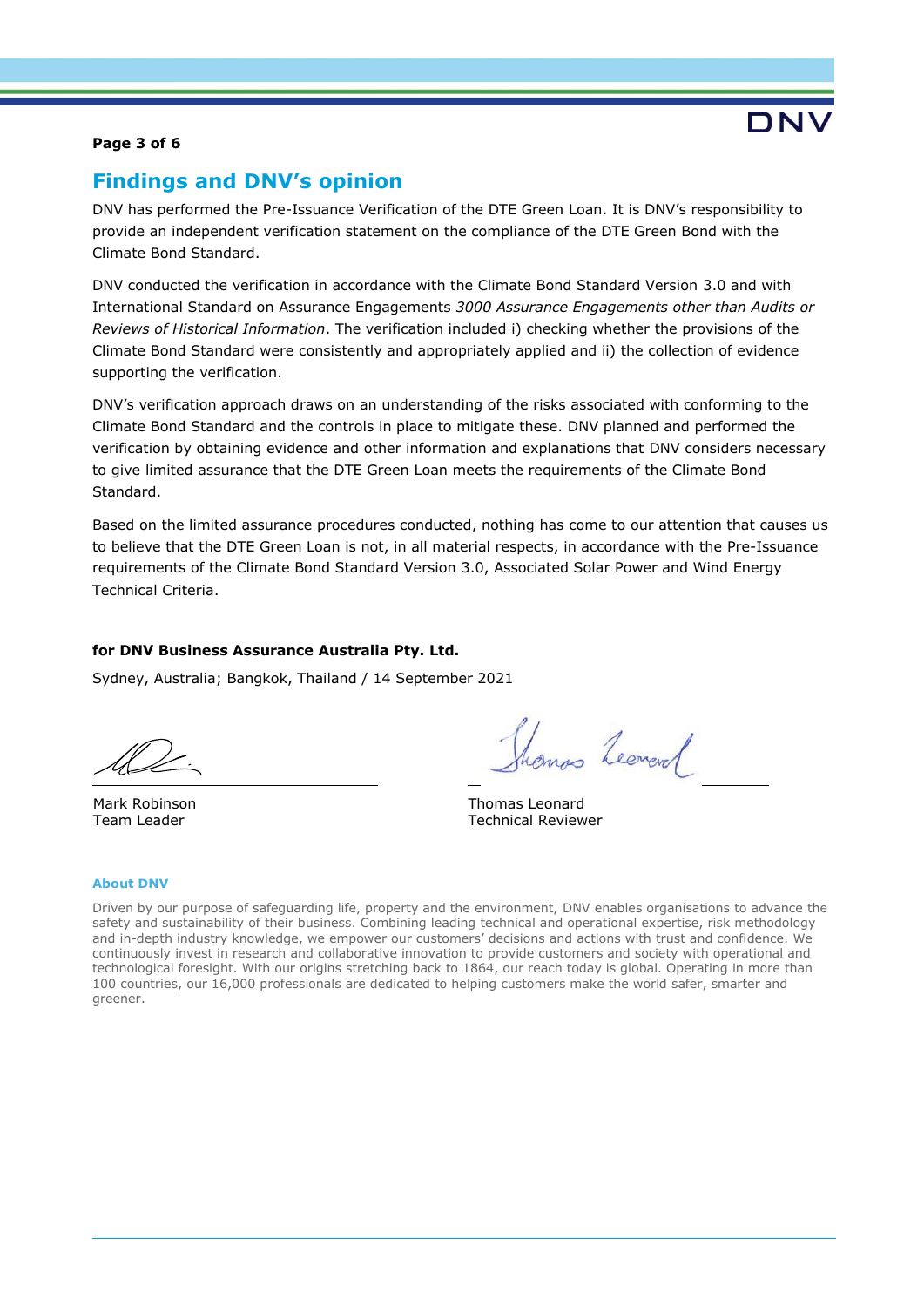## Findings and DNV's opinion

DNV has performed the Pre-Issuance Verification of the DTE Green Loan. It is DNV's responsibility to provide an independent verification statement on the compliance of the DTE Green Bond with the Climate Bond Standard.

DNV conducted the verification in accordance with the Climate Bond Standard Version 3.0 and with International Standard on Assurance Engagements *3000 Assurance Engagements other than Audits or Reviews of Historical Information*. The verification included i) checking whether the provisions of the Climate Bond Standard were consistently and appropriately applied and ii) the collection of evidence supporting the verification.

DNV's verification approach draws on an understanding of the risks associated with conforming to the Climate Bond Standard and the controls in place to mitigate these. DNV planned and performed the verification by obtaining evidence and other information and explanations that DNV considers necessary to give limited assurance that the DTE Green Loan meets the requirements of the Climate Bond Standard.

Based on the limited assurance procedures conducted, nothing has come to our attention that causes us to believe that the DTE Green Loan is not, in all material respects, in accordance with the Pre-Issuance requirements of the Climate Bond Standard Version 3.0, Associated Solar Power and Wind Energy Technical Criteria.

**for DNV Business Assurance Australia Pty. Ltd.**

Sydney, Australia; Bangkok, Thailand / 14 September 2021

Mark Robinson
Team Leader

Thomas Leonard
Technical Reviewer

**About DNV**

Driven by our purpose of safeguarding life, property and the environment, DNV enables organisations to advance the safety and sustainability of their business. Combining leading technical and operational expertise, risk methodology and in-depth industry knowledge, we empower our customers' decisions and actions with trust and confidence. We continuously invest in research and collaborative innovation to provide customers and society with operational and technological foresight. With our origins stretching back to 1864, our reach today is global. Operating in more than 100 countries, our 16,000 professionals are dedicated to helping customers make the world safer, smarter and greener.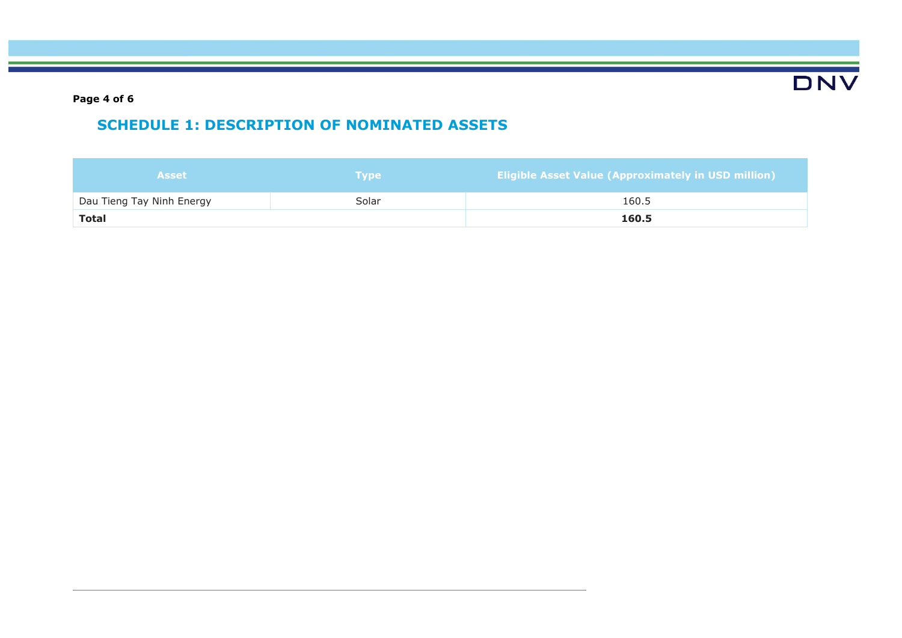## SCHEDULE 1: DESCRIPTION OF NOMINATED ASSETS

| Asset | Type | Eligible Asset Value (Approximately in USD million) |
|---|---|---|
| Dau Tieng Tay Ninh Energy | Solar | 160.5 |
| **Total** | | **160.5** |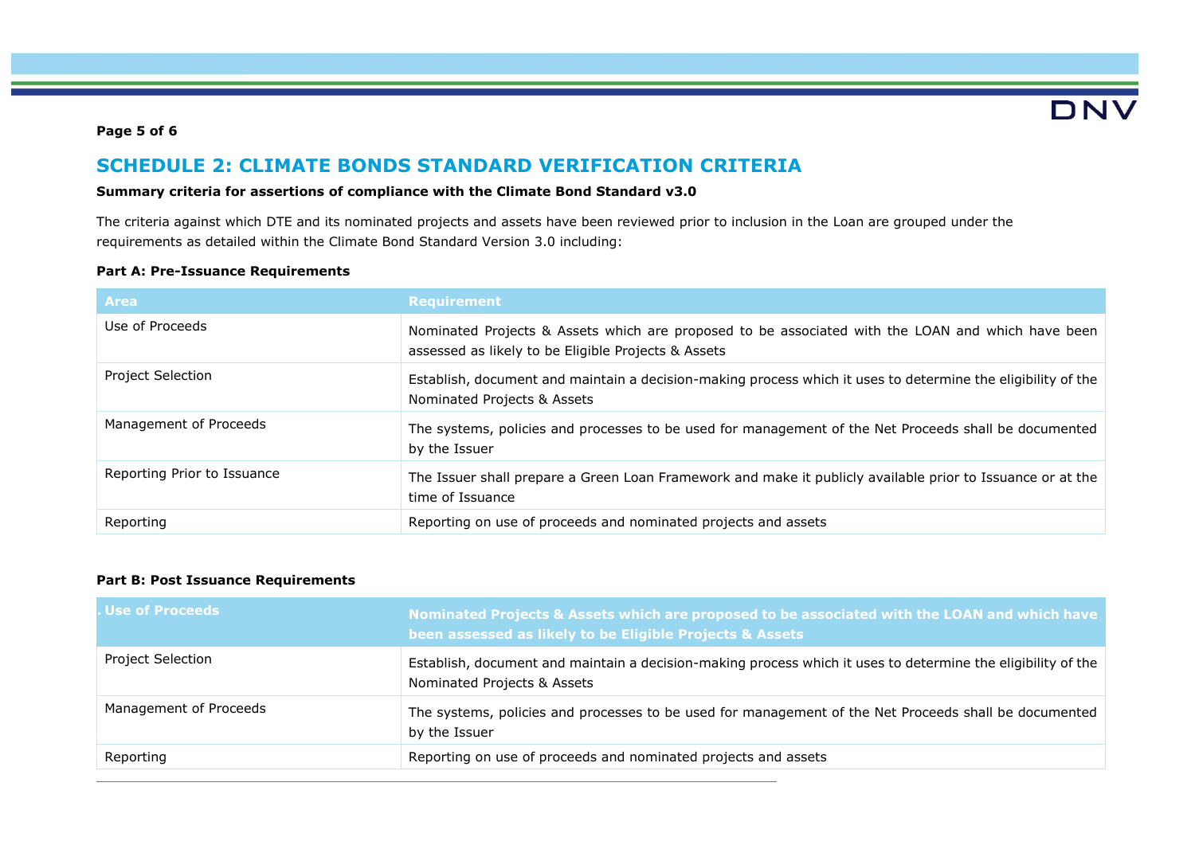## SCHEDULE 2: CLIMATE BONDS STANDARD VERIFICATION CRITERIA

**Summary criteria for assertions of compliance with the Climate Bond Standard v3.0**

The criteria against which DTE and its nominated projects and assets have been reviewed prior to inclusion in the Loan are grouped under the requirements as detailed within the Climate Bond Standard Version 3.0 including:

**Part A: Pre-Issuance Requirements**

| Area | Requirement |
| --- | --- |
| Use of Proceeds | Nominated Projects & Assets which are proposed to be associated with the LOAN and which have been assessed as likely to be Eligible Projects & Assets |
| Project Selection | Establish, document and maintain a decision-making process which it uses to determine the eligibility of the Nominated Projects & Assets |
| Management of Proceeds | The systems, policies and processes to be used for management of the Net Proceeds shall be documented by the Issuer |
| Reporting Prior to Issuance | The Issuer shall prepare a Green Loan Framework and make it publicly available prior to Issuance or at the time of Issuance |
| Reporting | Reporting on use of proceeds and nominated projects and assets |

**Part B: Post Issuance Requirements**

| . Use of Proceeds | Nominated Projects & Assets which are proposed to be associated with the LOAN and which have been assessed as likely to be Eligible Projects & Assets |
| --- | --- |
| Project Selection | Establish, document and maintain a decision-making process which it uses to determine the eligibility of the Nominated Projects & Assets |
| Management of Proceeds | The systems, policies and processes to be used for management of the Net Proceeds shall be documented by the Issuer |
| Reporting | Reporting on use of proceeds and nominated projects and assets |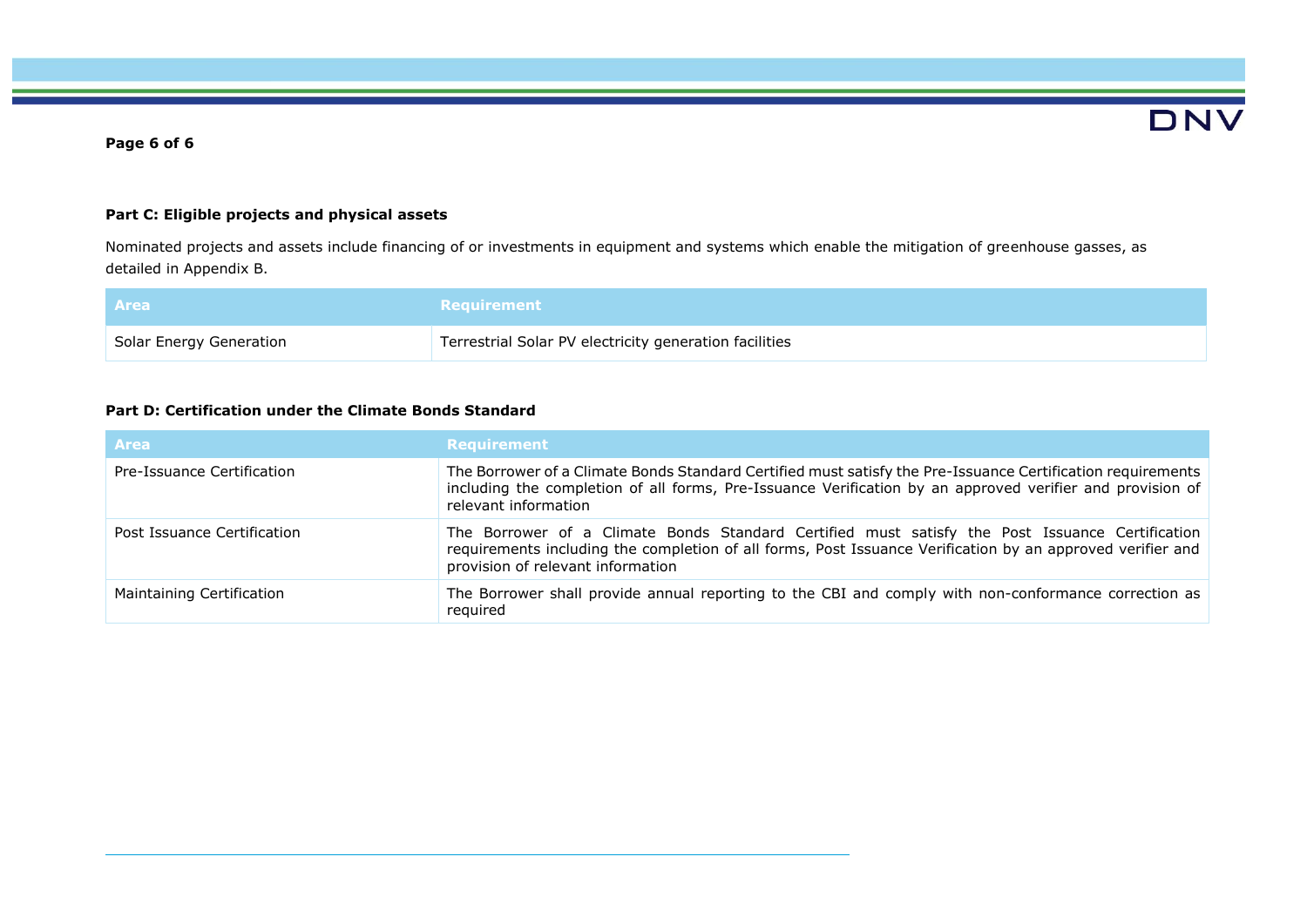**Part C: Eligible projects and physical assets**

Nominated projects and assets include financing of or investments in equipment and systems which enable the mitigation of greenhouse gasses, as detailed in Appendix B.

| Area | Requirement |
|---|---|
| Solar Energy Generation | Terrestrial Solar PV electricity generation facilities |

**Part D: Certification under the Climate Bonds Standard**

| Area | Requirement |
|---|---|
| Pre-Issuance Certification | The Borrower of a Climate Bonds Standard Certified must satisfy the Pre-Issuance Certification requirements including the completion of all forms, Pre-Issuance Verification by an approved verifier and provision of relevant information |
| Post Issuance Certification | The Borrower of a Climate Bonds Standard Certified must satisfy the Post Issuance Certification requirements including the completion of all forms, Post Issuance Verification by an approved verifier and provision of relevant information |
| Maintaining Certification | The Borrower shall provide annual reporting to the CBI and comply with non-conformance correction as required |